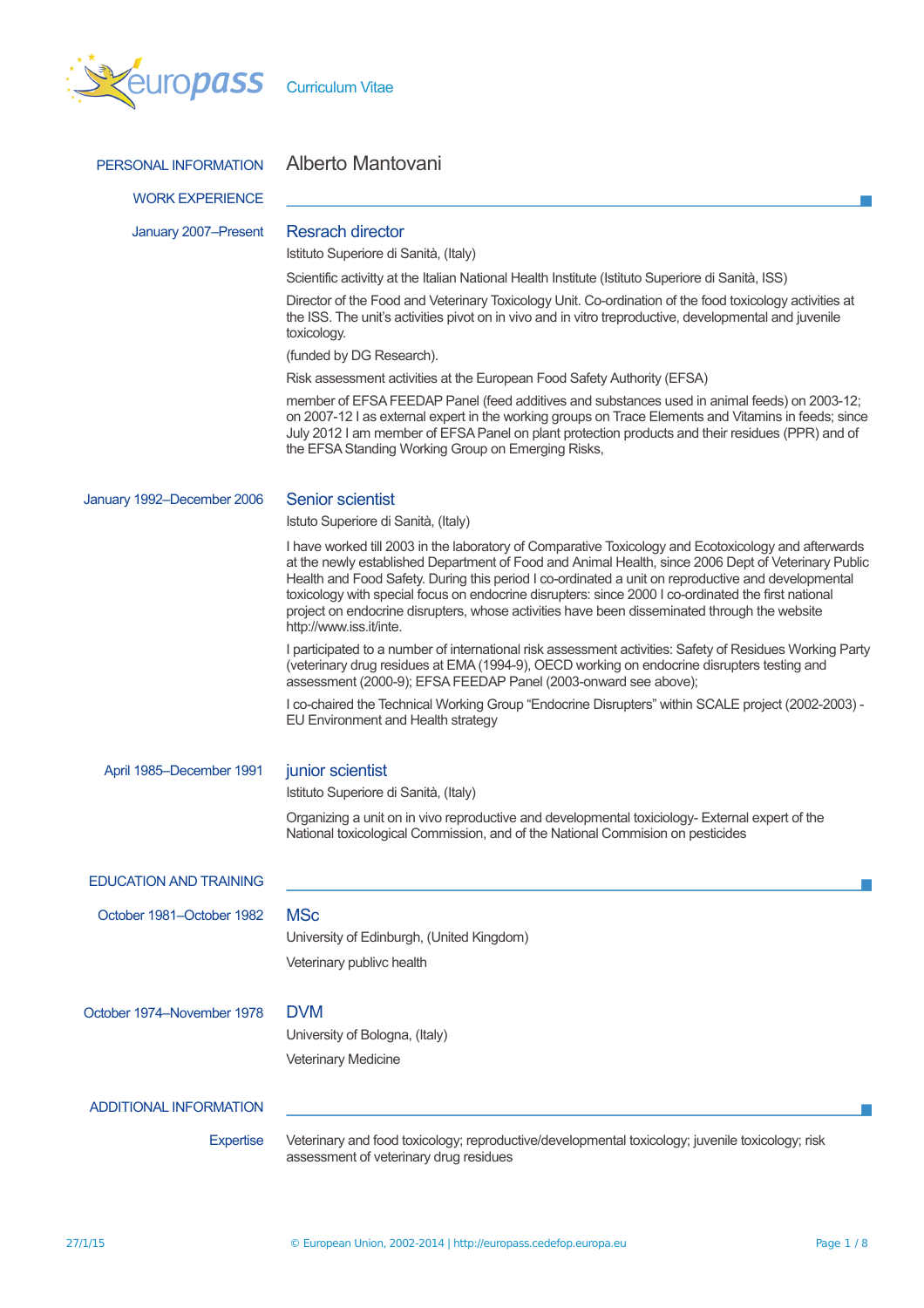europass Curriculum Vitae

## PERSONAL INFORMATION

# Alberto Mantovani

## WORK EXPERIENCE

**January 2007–Present**

### Resrach director

Istituto Superiore di Sanità, (Italy)

Scientific activitty at the Italian National Health Institute (Istituto Superiore di Sanità, ISS)

Director of the Food and Veterinary Toxicology Unit. Co-ordination of the food toxicology activities at the ISS. The unit's activities pivot on in vivo and in vitro treproductive, developmental and juvenile toxicology.

(funded by DG Research).

Risk assessment activities at the European Food Safety Authority (EFSA)

member of EFSA FEEDAP Panel (feed additives and substances used in animal feeds) on 2003-12; on 2007-12 I as external expert in the working groups on Trace Elements and Vitamins in feeds; since July 2012 I am member of EFSA Panel on plant protection products and their residues (PPR) and of the EFSA Standing Working Group on Emerging Risks,

**January 1992–December 2006**

### Senior scientist

Istuto Superiore di Sanità, (Italy)

I have worked till 2003 in the laboratory of Comparative Toxicology and Ecotoxicology and afterwards at the newly established Department of Food and Animal Health, since 2006 Dept of Veterinary Public Health and Food Safety. During this period I co-ordinated a unit on reproductive and developmental toxicology with special focus on endocrine disrupters: since 2000 I co-ordinated the first national project on endocrine disrupters, whose activities have been disseminated through the website http://www.iss.it/inte.

I participated to a number of international risk assessment activities: Safety of Residues Working Party (veterinary drug residues at EMA (1994-9), OECD working on endocrine disrupters testing and assessment (2000-9); EFSA FEEDAP Panel (2003-onward see above);

I co-chaired the Technical Working Group "Endocrine Disrupters" within SCALE project (2002-2003) - EU Environment and Health strategy

**April 1985–December 1991**

### junior scientist

Istituto Superiore di Sanità, (Italy)

Organizing a unit on in vivo reproductive and developmental toxiciology- External expert of the National toxicological Commission, and of the National Commision on pesticides

## EDUCATION AND TRAINING

**October 1981–October 1982**

### MSc

University of Edinburgh, (United Kingdom)

Veterinary publivc health

**October 1974–November 1978**

### DVM

University of Bologna, (Italy)

Veterinary Medicine

## ADDITIONAL INFORMATION

**Expertise**

Veterinary and food toxicology; reproductive/developmental toxicology; juvenile toxicology; risk assessment of veterinary drug residues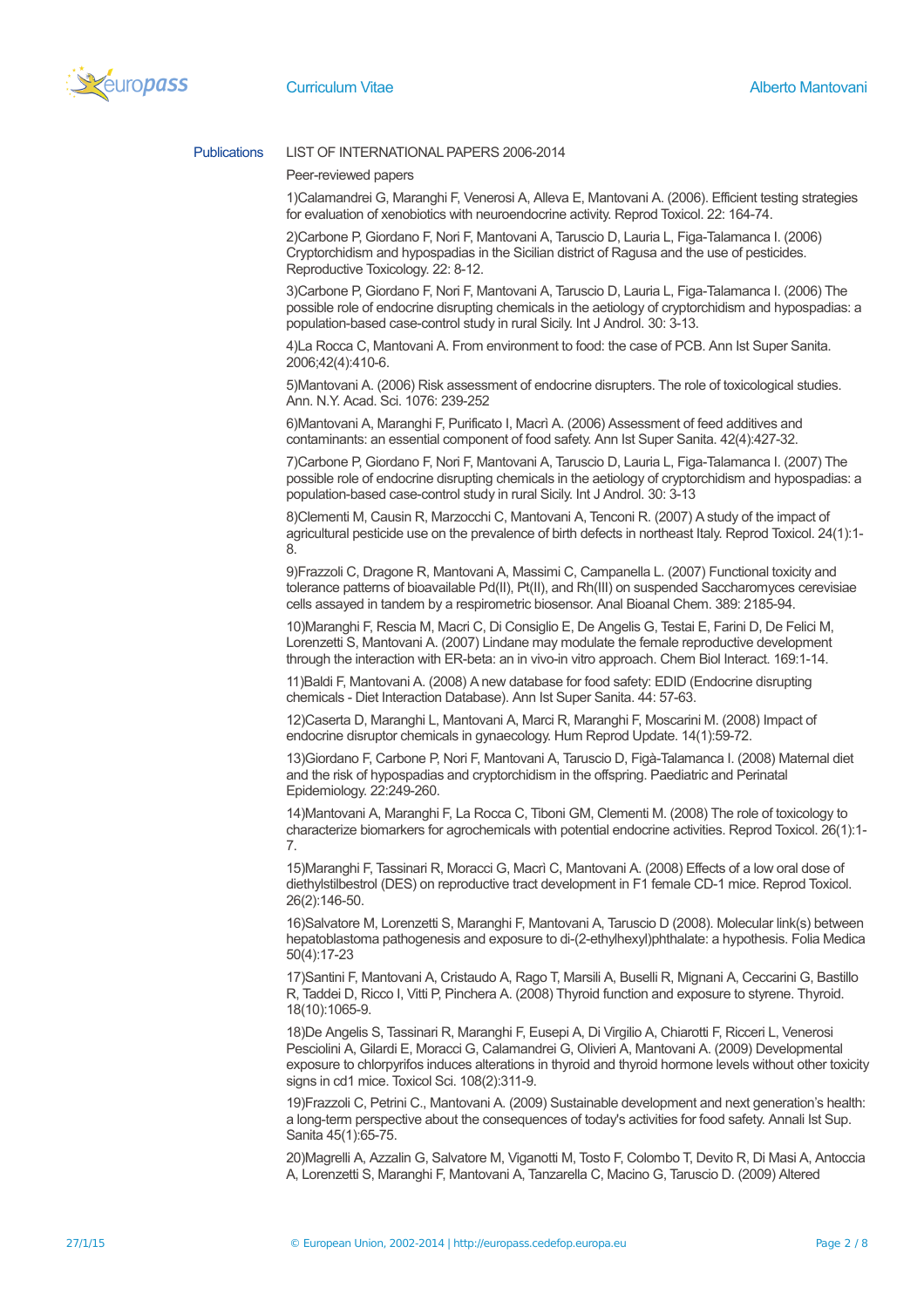Publications

LIST OF INTERNATIONAL PAPERS 2006-2014

Peer-reviewed papers

1)Calamandrei G, Maranghi F, Venerosi A, Alleva E, Mantovani A. (2006). Efficient testing strategies for evaluation of xenobiotics with neuroendocrine activity. Reprod Toxicol. 22: 164-74.

2)Carbone P, Giordano F, Nori F, Mantovani A, Taruscio D, Lauria L, Figa-Talamanca I. (2006) Cryptorchidism and hypospadias in the Sicilian district of Ragusa and the use of pesticides. Reproductive Toxicology. 22: 8-12.

3)Carbone P, Giordano F, Nori F, Mantovani A, Taruscio D, Lauria L, Figa-Talamanca I. (2006) The possible role of endocrine disrupting chemicals in the aetiology of cryptorchidism and hypospadias: a population-based case-control study in rural Sicily. Int J Androl. 30: 3-13.

4)La Rocca C, Mantovani A. From environment to food: the case of PCB. Ann Ist Super Sanita. 2006;42(4):410-6.

5)Mantovani A. (2006) Risk assessment of endocrine disrupters. The role of toxicological studies. Ann. N.Y. Acad. Sci. 1076: 239-252

6)Mantovani A, Maranghi F, Purificato I, Macrì A. (2006) Assessment of feed additives and contaminants: an essential component of food safety. Ann Ist Super Sanita. 42(4):427-32.

7)Carbone P, Giordano F, Nori F, Mantovani A, Taruscio D, Lauria L, Figa-Talamanca I. (2007) The possible role of endocrine disrupting chemicals in the aetiology of cryptorchidism and hypospadias: a population-based case-control study in rural Sicily. Int J Androl. 30: 3-13

8)Clementi M, Causin R, Marzocchi C, Mantovani A, Tenconi R. (2007) A study of the impact of agricultural pesticide use on the prevalence of birth defects in northeast Italy. Reprod Toxicol. 24(1):1-8.

9)Frazzoli C, Dragone R, Mantovani A, Massimi C, Campanella L. (2007) Functional toxicity and tolerance patterns of bioavailable Pd(II), Pt(II), and Rh(III) on suspended Saccharomyces cerevisiae cells assayed in tandem by a respirometric biosensor. Anal Bioanal Chem. 389: 2185-94.

10)Maranghi F, Rescia M, Macri C, Di Consiglio E, De Angelis G, Testai E, Farini D, De Felici M, Lorenzetti S, Mantovani A. (2007) Lindane may modulate the female reproductive development through the interaction with ER-beta: an in vivo-in vitro approach. Chem Biol Interact. 169:1-14.

11)Baldi F, Mantovani A. (2008) A new database for food safety: EDID (Endocrine disrupting chemicals - Diet Interaction Database). Ann Ist Super Sanita. 44: 57-63.

12)Caserta D, Maranghi L, Mantovani A, Marci R, Maranghi F, Moscarini M. (2008) Impact of endocrine disruptor chemicals in gynaecology. Hum Reprod Update. 14(1):59-72.

13)Giordano F, Carbone P, Nori F, Mantovani A, Taruscio D, Figà-Talamanca I. (2008) Maternal diet and the risk of hypospadias and cryptorchidism in the offspring. Paediatric and Perinatal Epidemiology. 22:249-260.

14)Mantovani A, Maranghi F, La Rocca C, Tiboni GM, Clementi M. (2008) The role of toxicology to characterize biomarkers for agrochemicals with potential endocrine activities. Reprod Toxicol. 26(1):1-7.

15)Maranghi F, Tassinari R, Moracci G, Macrì C, Mantovani A. (2008) Effects of a low oral dose of diethylstilbestrol (DES) on reproductive tract development in F1 female CD-1 mice. Reprod Toxicol. 26(2):146-50.

16)Salvatore M, Lorenzetti S, Maranghi F, Mantovani A, Taruscio D (2008). Molecular link(s) between hepatoblastoma pathogenesis and exposure to di-(2-ethylhexyl)phthalate: a hypothesis. Folia Medica 50(4):17-23

17)Santini F, Mantovani A, Cristaudo A, Rago T, Marsili A, Buselli R, Mignani A, Ceccarini G, Bastillo R, Taddei D, Ricco I, Vitti P, Pinchera A. (2008) Thyroid function and exposure to styrene. Thyroid. 18(10):1065-9.

18)De Angelis S, Tassinari R, Maranghi F, Eusepi A, Di Virgilio A, Chiarotti F, Ricceri L, Venerosi Pesciolini A, Gilardi E, Moracci G, Calamandrei G, Olivieri A, Mantovani A. (2009) Developmental exposure to chlorpyrifos induces alterations in thyroid and thyroid hormone levels without other toxicity signs in cd1 mice. Toxicol Sci. 108(2):311-9.

19)Frazzoli C, Petrini C., Mantovani A. (2009) Sustainable development and next generation's health: a long-term perspective about the consequences of today's activities for food safety. Annali Ist Sup. Sanita 45(1):65-75.

20)Magrelli A, Azzalin G, Salvatore M, Viganotti M, Tosto F, Colombo T, Devito R, Di Masi A, Antoccia A, Lorenzetti S, Maranghi F, Mantovani A, Tanzarella C, Macino G, Taruscio D. (2009) Altered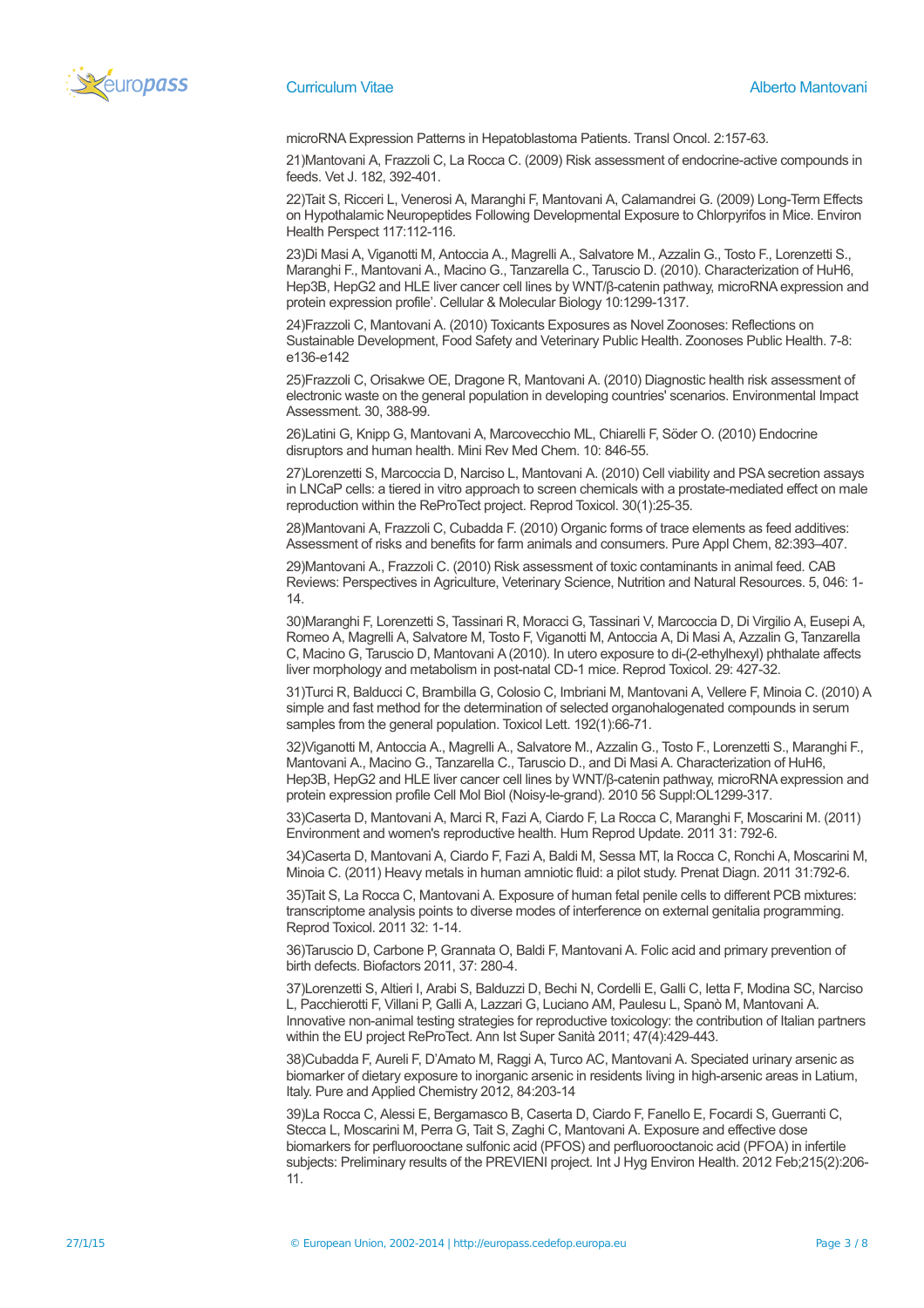microRNA Expression Patterns in Hepatoblastoma Patients. Transl Oncol. 2:157-63.

21)Mantovani A, Frazzoli C, La Rocca C. (2009) Risk assessment of endocrine-active compounds in feeds. Vet J. 182, 392-401.

22)Tait S, Ricceri L, Venerosi A, Maranghi F, Mantovani A, Calamandrei G. (2009) Long-Term Effects on Hypothalamic Neuropeptides Following Developmental Exposure to Chlorpyrifos in Mice. Environ Health Perspect 117:112-116.

23)Di Masi A, Viganotti M, Antoccia A., Magrelli A., Salvatore M., Azzalin G., Tosto F., Lorenzetti S., Maranghi F., Mantovani A., Macino G., Tanzarella C., Taruscio D. (2010). Characterization of HuH6, Hep3B, HepG2 and HLE liver cancer cell lines by WNT/β-catenin pathway, microRNA expression and protein expression profile'. Cellular & Molecular Biology 10:1299-1317.

24)Frazzoli C, Mantovani A. (2010) Toxicants Exposures as Novel Zoonoses: Reflections on Sustainable Development, Food Safety and Veterinary Public Health. Zoonoses Public Health. 7-8: e136-e142

25)Frazzoli C, Orisakwe OE, Dragone R, Mantovani A. (2010) Diagnostic health risk assessment of electronic waste on the general population in developing countries' scenarios. Environmental Impact Assessment. 30, 388-99.

26)Latini G, Knipp G, Mantovani A, Marcovecchio ML, Chiarelli F, Söder O. (2010) Endocrine disruptors and human health. Mini Rev Med Chem. 10: 846-55.

27)Lorenzetti S, Marcoccia D, Narciso L, Mantovani A. (2010) Cell viability and PSA secretion assays in LNCaP cells: a tiered in vitro approach to screen chemicals with a prostate-mediated effect on male reproduction within the ReProTect project. Reprod Toxicol. 30(1):25-35.

28)Mantovani A, Frazzoli C, Cubadda F. (2010) Organic forms of trace elements as feed additives: Assessment of risks and benefits for farm animals and consumers. Pure Appl Chem, 82:393–407.

29)Mantovani A., Frazzoli C. (2010) Risk assessment of toxic contaminants in animal feed. CAB Reviews: Perspectives in Agriculture, Veterinary Science, Nutrition and Natural Resources. 5, 046: 1-14.

30)Maranghi F, Lorenzetti S, Tassinari R, Moracci G, Tassinari V, Marcoccia D, Di Virgilio A, Eusepi A, Romeo A, Magrelli A, Salvatore M, Tosto F, Viganotti M, Antoccia A, Di Masi A, Azzalin G, Tanzarella C, Macino G, Taruscio D, Mantovani A (2010). In utero exposure to di-(2-ethylhexyl) phthalate affects liver morphology and metabolism in post-natal CD-1 mice. Reprod Toxicol. 29: 427-32.

31)Turci R, Balducci C, Brambilla G, Colosio C, Imbriani M, Mantovani A, Vellere F, Minoia C. (2010) A simple and fast method for the determination of selected organohalogenated compounds in serum samples from the general population. Toxicol Lett. 192(1):66-71.

32)Viganotti M, Antoccia A., Magrelli A., Salvatore M., Azzalin G., Tosto F., Lorenzetti S., Maranghi F., Mantovani A., Macino G., Tanzarella C., Taruscio D., and Di Masi A. Characterization of HuH6, Hep3B, HepG2 and HLE liver cancer cell lines by WNT/β-catenin pathway, microRNA expression and protein expression profile Cell Mol Biol (Noisy-le-grand). 2010 56 Suppl:OL1299-317.

33)Caserta D, Mantovani A, Marci R, Fazi A, Ciardo F, La Rocca C, Maranghi F, Moscarini M. (2011) Environment and women's reproductive health. Hum Reprod Update. 2011 31: 792-6.

34)Caserta D, Mantovani A, Ciardo F, Fazi A, Baldi M, Sessa MT, la Rocca C, Ronchi A, Moscarini M, Minoia C. (2011) Heavy metals in human amniotic fluid: a pilot study. Prenat Diagn. 2011 31:792-6.

35)Tait S, La Rocca C, Mantovani A. Exposure of human fetal penile cells to different PCB mixtures: transcriptome analysis points to diverse modes of interference on external genitalia programming. Reprod Toxicol. 2011 32: 1-14.

36)Taruscio D, Carbone P, Grannata O, Baldi F, Mantovani A. Folic acid and primary prevention of birth defects. Biofactors 2011, 37: 280-4.

37)Lorenzetti S, Altieri I, Arabi S, Balduzzi D, Bechi N, Cordelli E, Galli C, Ietta F, Modina SC, Narciso L, Pacchierotti F, Villani P, Galli A, Lazzari G, Luciano AM, Paulesu L, Spanò M, Mantovani A. Innovative non-animal testing strategies for reproductive toxicology: the contribution of Italian partners within the EU project ReProTect. Ann Ist Super Sanità 2011; 47(4):429-443.

38)Cubadda F, Aureli F, D'Amato M, Raggi A, Turco AC, Mantovani A. Speciated urinary arsenic as biomarker of dietary exposure to inorganic arsenic in residents living in high-arsenic areas in Latium, Italy. Pure and Applied Chemistry 2012, 84:203-14

39)La Rocca C, Alessi E, Bergamasco B, Caserta D, Ciardo F, Fanello E, Focardi S, Guerranti C, Stecca L, Moscarini M, Perra G, Tait S, Zaghi C, Mantovani A. Exposure and effective dose biomarkers for perfluorooctane sulfonic acid (PFOS) and perfluorooctanoic acid (PFOA) in infertile subjects: Preliminary results of the PREVIENI project. Int J Hyg Environ Health. 2012 Feb;215(2):206-11.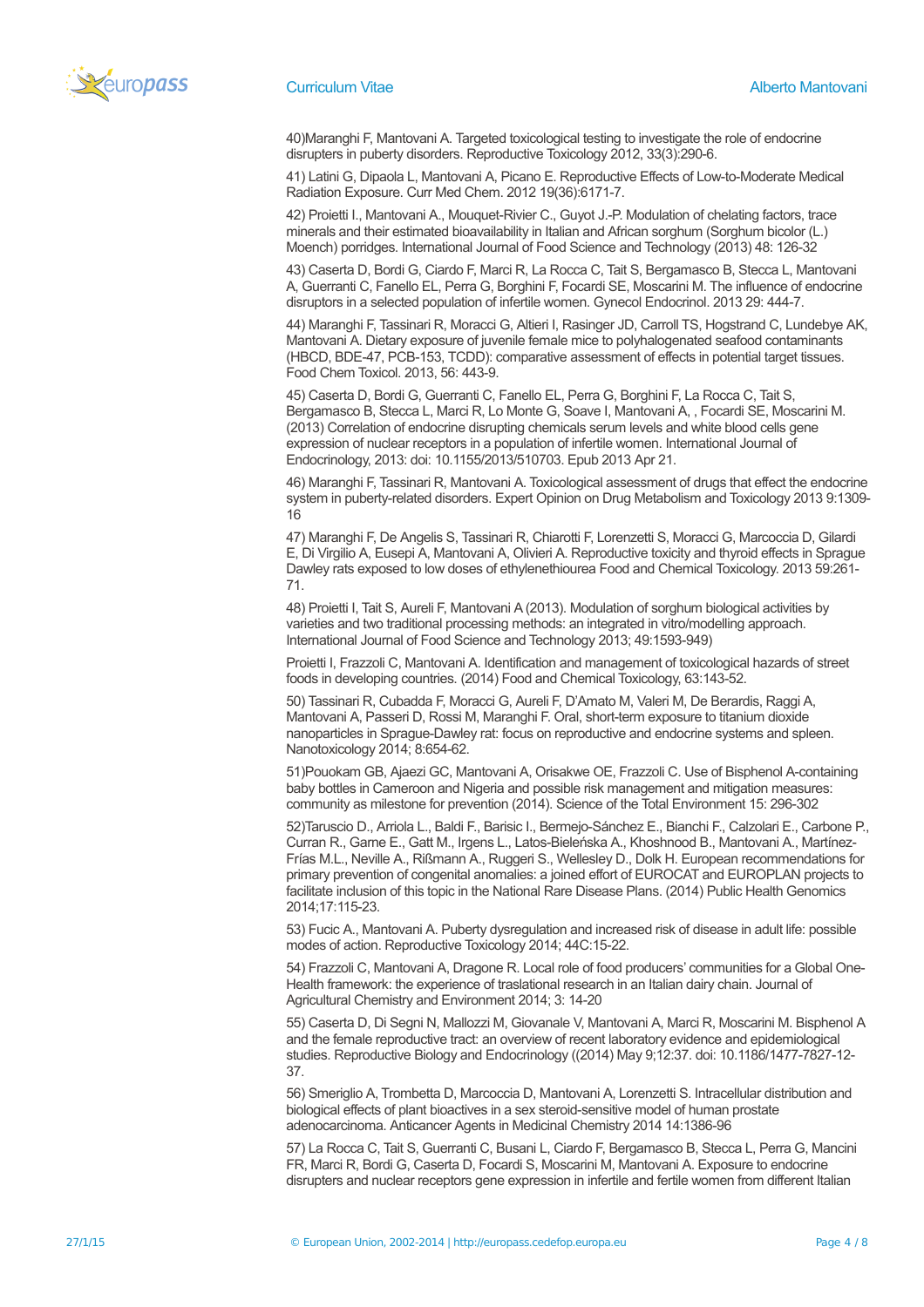40)Maranghi F, Mantovani A. Targeted toxicological testing to investigate the role of endocrine disrupters in puberty disorders. Reproductive Toxicology 2012, 33(3):290-6.

41) Latini G, Dipaola L, Mantovani A, Picano E. Reproductive Effects of Low-to-Moderate Medical Radiation Exposure. Curr Med Chem. 2012 19(36):6171-7.

42) Proietti I., Mantovani A., Mouquet-Rivier C., Guyot J.-P. Modulation of chelating factors, trace minerals and their estimated bioavailability in Italian and African sorghum (Sorghum bicolor (L.) Moench) porridges. International Journal of Food Science and Technology (2013) 48: 126-32

43) Caserta D, Bordi G, Ciardo F, Marci R, La Rocca C, Tait S, Bergamasco B, Stecca L, Mantovani A, Guerranti C, Fanello EL, Perra G, Borghini F, Focardi SE, Moscarini M. The influence of endocrine disruptors in a selected population of infertile women. Gynecol Endocrinol. 2013 29: 444-7.

44) Maranghi F, Tassinari R, Moracci G, Altieri I, Rasinger JD, Carroll TS, Hogstrand C, Lundebye AK, Mantovani A. Dietary exposure of juvenile female mice to polyhalogenated seafood contaminants (HBCD, BDE-47, PCB-153, TCDD): comparative assessment of effects in potential target tissues. Food Chem Toxicol. 2013, 56: 443-9.

45) Caserta D, Bordi G, Guerranti C, Fanello EL, Perra G, Borghini F, La Rocca C, Tait S, Bergamasco B, Stecca L, Marci R, Lo Monte G, Soave I, Mantovani A, , Focardi SE, Moscarini M. (2013) Correlation of endocrine disrupting chemicals serum levels and white blood cells gene expression of nuclear receptors in a population of infertile women. International Journal of Endocrinology, 2013: doi: 10.1155/2013/510703. Epub 2013 Apr 21.

46) Maranghi F, Tassinari R, Mantovani A. Toxicological assessment of drugs that effect the endocrine system in puberty-related disorders. Expert Opinion on Drug Metabolism and Toxicology 2013 9:1309-16

47) Maranghi F, De Angelis S, Tassinari R, Chiarotti F, Lorenzetti S, Moracci G, Marcoccia D, Gilardi E, Di Virgilio A, Eusepi A, Mantovani A, Olivieri A. Reproductive toxicity and thyroid effects in Sprague Dawley rats exposed to low doses of ethylenethiourea Food and Chemical Toxicology. 2013 59:261-71.

48) Proietti I, Tait S, Aureli F, Mantovani A (2013). Modulation of sorghum biological activities by varieties and two traditional processing methods: an integrated in vitro/modelling approach. International Journal of Food Science and Technology 2013; 49:1593-949)

Proietti I, Frazzoli C, Mantovani A. Identification and management of toxicological hazards of street foods in developing countries. (2014) Food and Chemical Toxicology, 63:143-52.

50) Tassinari R, Cubadda F, Moracci G, Aureli F, D'Amato M, Valeri M, De Berardis, Raggi A, Mantovani A, Passeri D, Rossi M, Maranghi F. Oral, short-term exposure to titanium dioxide nanoparticles in Sprague-Dawley rat: focus on reproductive and endocrine systems and spleen. Nanotoxicology 2014; 8:654-62.

51)Pouokam GB, Ajaezi GC, Mantovani A, Orisakwe OE, Frazzoli C. Use of Bisphenol A-containing baby bottles in Cameroon and Nigeria and possible risk management and mitigation measures: community as milestone for prevention (2014). Science of the Total Environment 15: 296-302

52)Taruscio D., Arriola L., Baldi F., Barisic I., Bermejo-Sánchez E., Bianchi F., Calzolari E., Carbone P., Curran R., Garne E., Gatt M., Irgens L., Latos-Bieleńska A., Khoshnood B., Mantovani A., Martínez-Frías M.L., Neville A., Rißmann A., Ruggeri S., Wellesley D., Dolk H. European recommendations for primary prevention of congenital anomalies: a joined effort of EUROCAT and EUROPLAN projects to facilitate inclusion of this topic in the National Rare Disease Plans. (2014) Public Health Genomics 2014;17:115-23.

53) Fucic A., Mantovani A. Puberty dysregulation and increased risk of disease in adult life: possible modes of action. Reproductive Toxicology 2014; 44C:15-22.

54) Frazzoli C, Mantovani A, Dragone R. Local role of food producers' communities for a Global One-Health framework: the experience of traslational research in an Italian dairy chain. Journal of Agricultural Chemistry and Environment 2014; 3: 14-20

55) Caserta D, Di Segni N, Mallozzi M, Giovanale V, Mantovani A, Marci R, Moscarini M. Bisphenol A and the female reproductive tract: an overview of recent laboratory evidence and epidemiological studies. Reproductive Biology and Endocrinology ((2014) May 9;12:37. doi: 10.1186/1477-7827-12-37.

56) Smeriglio A, Trombetta D, Marcoccia D, Mantovani A, Lorenzetti S. Intracellular distribution and biological effects of plant bioactives in a sex steroid-sensitive model of human prostate adenocarcinoma. Anticancer Agents in Medicinal Chemistry 2014 14:1386-96

57) La Rocca C, Tait S, Guerranti C, Busani L, Ciardo F, Bergamasco B, Stecca L, Perra G, Mancini FR, Marci R, Bordi G, Caserta D, Focardi S, Moscarini M, Mantovani A. Exposure to endocrine disrupters and nuclear receptors gene expression in infertile and fertile women from different Italian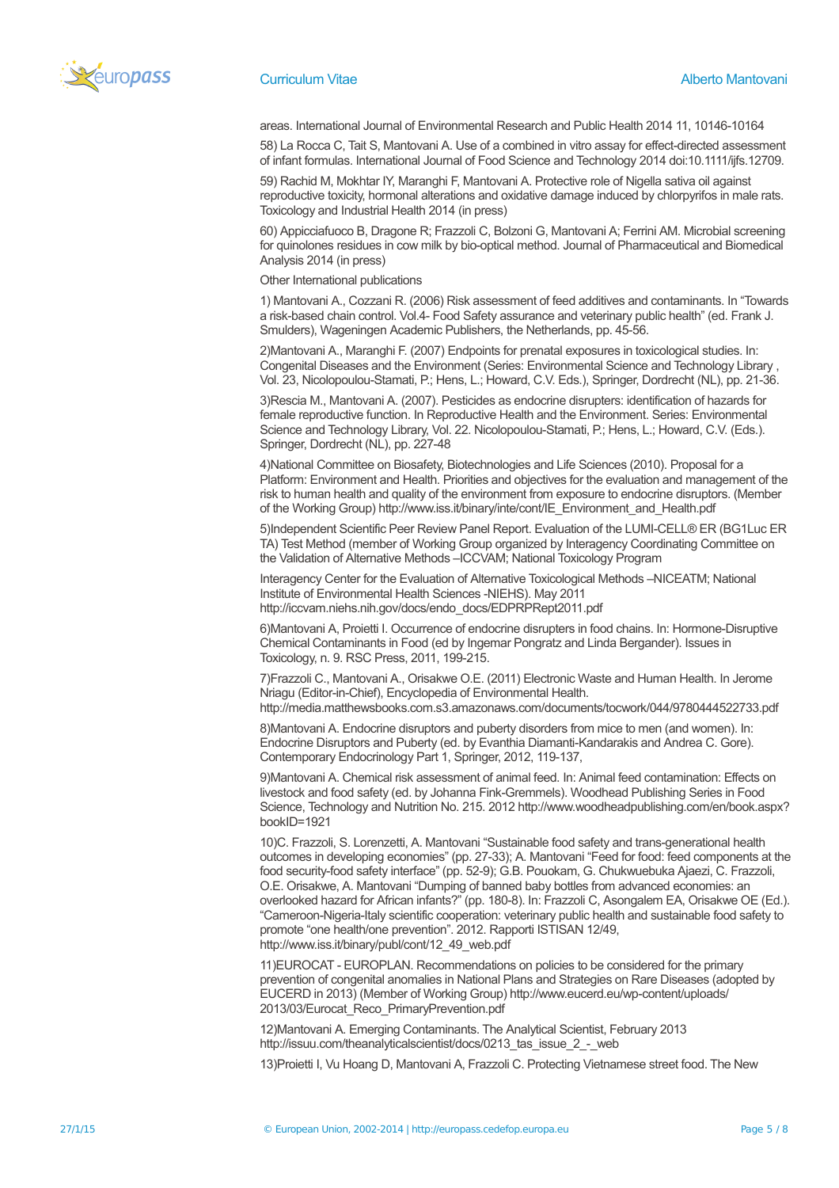areas. International Journal of Environmental Research and Public Health 2014 11, 10146-10164

58) La Rocca C, Tait S, Mantovani A. Use of a combined in vitro assay for effect-directed assessment of infant formulas. International Journal of Food Science and Technology 2014 doi:10.1111/ijfs.12709.

59) Rachid M, Mokhtar IY, Maranghi F, Mantovani A. Protective role of Nigella sativa oil against reproductive toxicity, hormonal alterations and oxidative damage induced by chlorpyrifos in male rats. Toxicology and Industrial Health 2014 (in press)

60) Appicciafuoco B, Dragone R; Frazzoli C, Bolzoni G, Mantovani A; Ferrini AM. Microbial screening for quinolones residues in cow milk by bio-optical method. Journal of Pharmaceutical and Biomedical Analysis 2014 (in press)

Other International publications

1) Mantovani A., Cozzani R. (2006) Risk assessment of feed additives and contaminants. In "Towards a risk-based chain control. Vol.4- Food Safety assurance and veterinary public health" (ed. Frank J. Smulders), Wageningen Academic Publishers, the Netherlands, pp. 45-56.

2)Mantovani A., Maranghi F. (2007) Endpoints for prenatal exposures in toxicological studies. In: Congenital Diseases and the Environment (Series: Environmental Science and Technology Library , Vol. 23, Nicolopoulou-Stamati, P.; Hens, L.; Howard, C.V. Eds.), Springer, Dordrecht (NL), pp. 21-36.

3)Rescia M., Mantovani A. (2007). Pesticides as endocrine disrupters: identification of hazards for female reproductive function. In Reproductive Health and the Environment. Series: Environmental Science and Technology Library, Vol. 22. Nicolopoulou-Stamati, P.; Hens, L.; Howard, C.V. (Eds.). Springer, Dordrecht (NL), pp. 227-48

4)National Committee on Biosafety, Biotechnologies and Life Sciences (2010). Proposal for a Platform: Environment and Health. Priorities and objectives for the evaluation and management of the risk to human health and quality of the environment from exposure to endocrine disruptors. (Member of the Working Group) http://www.iss.it/binary/inte/cont/IE_Environment_and_Health.pdf

5)Independent Scientific Peer Review Panel Report. Evaluation of the LUMI-CELL® ER (BG1Luc ER TA) Test Method (member of Working Group organized by Interagency Coordinating Committee on the Validation of Alternative Methods –ICCVAM; National Toxicology Program

Interagency Center for the Evaluation of Alternative Toxicological Methods –NICEATM; National Institute of Environmental Health Sciences -NIEHS). May 2011 http://iccvam.niehs.nih.gov/docs/endo_docs/EDPRPRept2011.pdf

6)Mantovani A, Proietti I. Occurrence of endocrine disrupters in food chains. In: Hormone-Disruptive Chemical Contaminants in Food (ed by Ingemar Pongratz and Linda Bergander). Issues in Toxicology, n. 9. RSC Press, 2011, 199-215.

7)Frazzoli C., Mantovani A., Orisakwe O.E. (2011) Electronic Waste and Human Health. In Jerome Nriagu (Editor-in-Chief), Encyclopedia of Environmental Health. http://media.matthewsbooks.com.s3.amazonaws.com/documents/tocwork/044/9780444522733.pdf

8)Mantovani A. Endocrine disruptors and puberty disorders from mice to men (and women). In: Endocrine Disruptors and Puberty (ed. by Evanthia Diamanti-Kandarakis and Andrea C. Gore). Contemporary Endocrinology Part 1, Springer, 2012, 119-137,

9)Mantovani A. Chemical risk assessment of animal feed. In: Animal feed contamination: Effects on livestock and food safety (ed. by Johanna Fink-Gremmels). Woodhead Publishing Series in Food Science, Technology and Nutrition No. 215. 2012 http://www.woodheadpublishing.com/en/book.aspx?bookID=1921

10)C. Frazzoli, S. Lorenzetti, A. Mantovani "Sustainable food safety and trans-generational health outcomes in developing economies" (pp. 27-33); A. Mantovani "Feed for food: feed components at the food security-food safety interface" (pp. 52-9); G.B. Pouokam, G. Chukwuebuka Ajaezi, C. Frazzoli, O.E. Orisakwe, A. Mantovani "Dumping of banned baby bottles from advanced economies: an overlooked hazard for African infants?" (pp. 180-8). In: Frazzoli C, Asongalem EA, Orisakwe OE (Ed.). "Cameroon-Nigeria-Italy scientific cooperation: veterinary public health and sustainable food safety to promote "one health/one prevention". 2012. Rapporti ISTISAN 12/49, http://www.iss.it/binary/publ/cont/12_49_web.pdf

11)EUROCAT - EUROPLAN. Recommendations on policies to be considered for the primary prevention of congenital anomalies in National Plans and Strategies on Rare Diseases (adopted by EUCERD in 2013) (Member of Working Group) http://www.eucerd.eu/wp-content/uploads/2013/03/Eurocat_Reco_PrimaryPrevention.pdf

12)Mantovani A. Emerging Contaminants. The Analytical Scientist, February 2013 http://issuu.com/theanalyticalscientist/docs/0213_tas_issue_2_-_web

13)Proietti I, Vu Hoang D, Mantovani A, Frazzoli C. Protecting Vietnamese street food. The New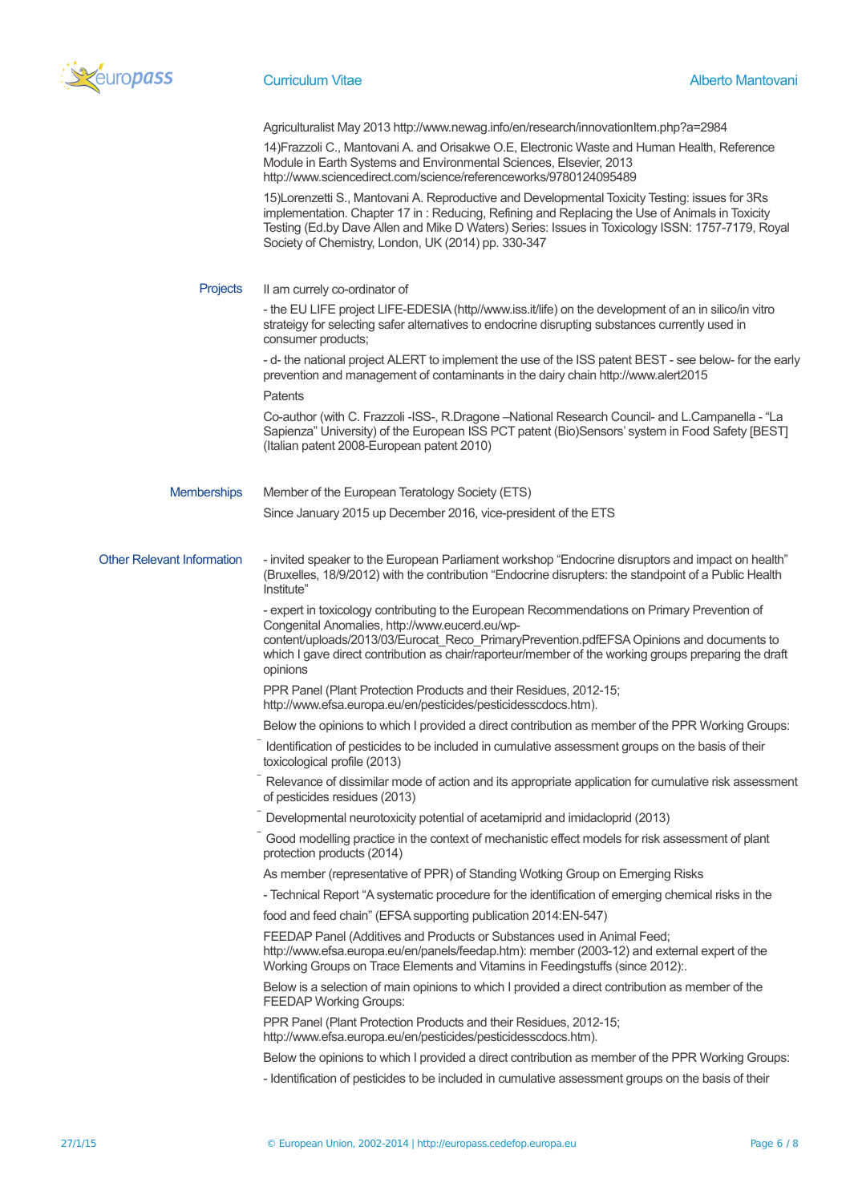Agriculturalist May 2013 http://www.newag.info/en/research/innovationItem.php?a=2984

14)Frazzoli C., Mantovani A. and Orisakwe O.E, Electronic Waste and Human Health, Reference Module in Earth Systems and Environmental Sciences, Elsevier, 2013 http://www.sciencedirect.com/science/referenceworks/9780124095489

15)Lorenzetti S., Mantovani A. Reproductive and Developmental Toxicity Testing: issues for 3Rs implementation. Chapter 17 in : Reducing, Refining and Replacing the Use of Animals in Toxicity Testing (Ed.by Dave Allen and Mike D Waters) Series: Issues in Toxicology ISSN: 1757-7179, Royal Society of Chemistry, London, UK (2014) pp. 330-347

## Projects

Il am currely co-ordinator of

- the EU LIFE project LIFE-EDESIA (http//www.iss.it/life) on the development of an in silico/in vitro strateigy for selecting safer alternatives to endocrine disrupting substances currently used in consumer products;

- d- the national project ALERT to implement the use of the ISS patent BEST - see below- for the early prevention and management of contaminants in the dairy chain http://www.alert2015

Patents

Co-author (with C. Frazzoli -ISS-, R.Dragone –National Research Council- and L.Campanella - "La Sapienza" University) of the European ISS PCT patent (Bio)Sensors' system in Food Safety [BEST] (Italian patent 2008-European patent 2010)

## Memberships

Member of the European Teratology Society (ETS)

Since January 2015 up December 2016, vice-president of the ETS

## Other Relevant Information

- invited speaker to the European Parliament workshop "Endocrine disruptors and impact on health" (Bruxelles, 18/9/2012) with the contribution "Endocrine disrupters: the standpoint of a Public Health Institute"

- expert in toxicology contributing to the European Recommendations on Primary Prevention of Congenital Anomalies, http://www.eucerd.eu/wp-content/uploads/2013/03/Eurocat_Reco_PrimaryPrevention.pdfEFSA Opinions and documents to which I gave direct contribution as chair/raporteur/member of the working groups preparing the draft opinions

PPR Panel (Plant Protection Products and their Residues, 2012-15; http://www.efsa.europa.eu/en/pesticides/pesticidesscdocs.htm).

Below the opinions to which I provided a direct contribution as member of the PPR Working Groups:

- Identification of pesticides to be included in cumulative assessment groups on the basis of their toxicological profile (2013)
- Relevance of dissimilar mode of action and its appropriate application for cumulative risk assessment of pesticides residues (2013)
- Developmental neurotoxicity potential of acetamiprid and imidacloprid (2013)
- Good modelling practice in the context of mechanistic effect models for risk assessment of plant protection products (2014)

As member (representative of PPR) of Standing Wotking Group on Emerging Risks

- Technical Report "A systematic procedure for the identification of emerging chemical risks in the

food and feed chain" (EFSA supporting publication 2014:EN-547)

FEEDAP Panel (Additives and Products or Substances used in Animal Feed; http://www.efsa.europa.eu/en/panels/feedap.htm): member (2003-12) and external expert of the Working Groups on Trace Elements and Vitamins in Feedingstuffs (since 2012):.

Below is a selection of main opinions to which I provided a direct contribution as member of the FEEDAP Working Groups:

PPR Panel (Plant Protection Products and their Residues, 2012-15; http://www.efsa.europa.eu/en/pesticides/pesticidesscdocs.htm).

Below the opinions to which I provided a direct contribution as member of the PPR Working Groups:

- Identification of pesticides to be included in cumulative assessment groups on the basis of their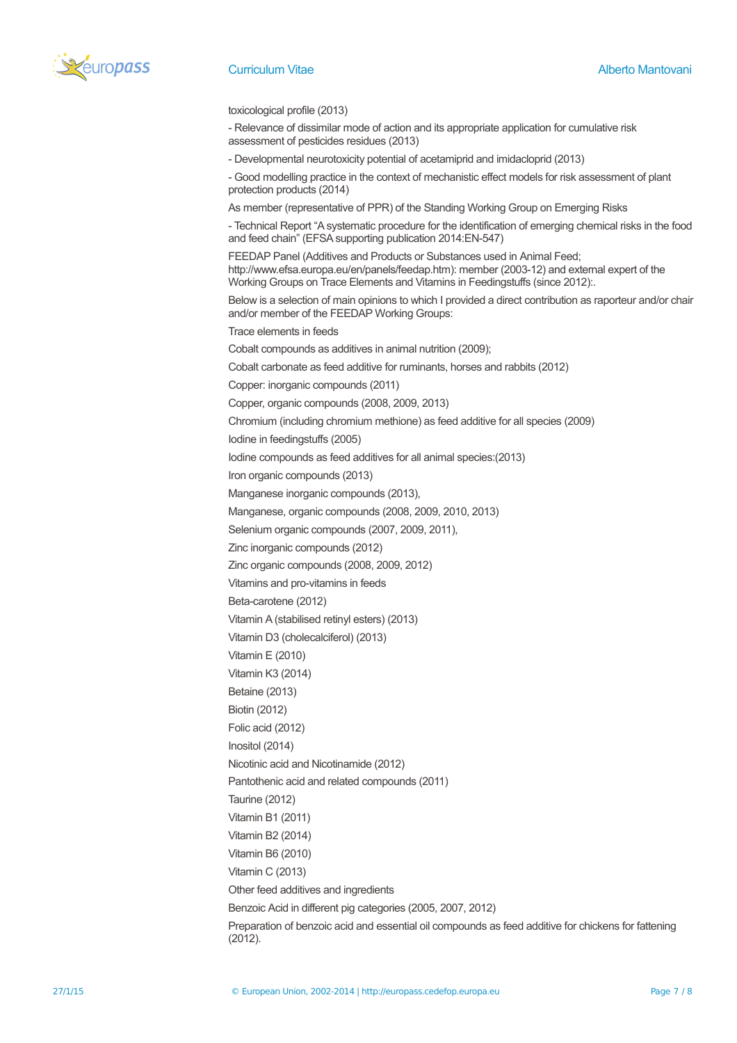toxicological profile (2013)

- Relevance of dissimilar mode of action and its appropriate application for cumulative risk assessment of pesticides residues (2013)

- Developmental neurotoxicity potential of acetamiprid and imidacloprid (2013)

- Good modelling practice in the context of mechanistic effect models for risk assessment of plant protection products (2014)

As member (representative of PPR) of the Standing Working Group on Emerging Risks

- Technical Report "A systematic procedure for the identification of emerging chemical risks in the food and feed chain" (EFSA supporting publication 2014:EN-547)

FEEDAP Panel (Additives and Products or Substances used in Animal Feed; http://www.efsa.europa.eu/en/panels/feedap.htm): member (2003-12) and external expert of the Working Groups on Trace Elements and Vitamins in Feedingstuffs (since 2012):.

Below is a selection of main opinions to which I provided a direct contribution as raporteur and/or chair and/or member of the FEEDAP Working Groups:

Trace elements in feeds

Cobalt compounds as additives in animal nutrition (2009);

Cobalt carbonate as feed additive for ruminants, horses and rabbits (2012)

Copper: inorganic compounds (2011)

Copper, organic compounds (2008, 2009, 2013)

Chromium (including chromium methione) as feed additive for all species (2009)

Iodine in feedingstuffs (2005)

Iodine compounds as feed additives for all animal species:(2013)

Iron organic compounds (2013)

Manganese inorganic compounds (2013),

Manganese, organic compounds (2008, 2009, 2010, 2013)

Selenium organic compounds (2007, 2009, 2011),

Zinc inorganic compounds (2012)

Zinc organic compounds (2008, 2009, 2012)

Vitamins and pro-vitamins in feeds

Beta-carotene (2012)

Vitamin A (stabilised retinyl esters) (2013)

Vitamin D3 (cholecalciferol) (2013)

Vitamin E (2010)

Vitamin K3 (2014)

Betaine (2013)

Biotin (2012)

Folic acid (2012)

Inositol (2014)

Nicotinic acid and Nicotinamide (2012)

Pantothenic acid and related compounds (2011)

Taurine (2012)

Vitamin B1 (2011)

Vitamin B2 (2014)

Vitamin B6 (2010)

Vitamin C (2013)

Other feed additives and ingredients

Benzoic Acid in different pig categories (2005, 2007, 2012)

Preparation of benzoic acid and essential oil compounds as feed additive for chickens for fattening (2012).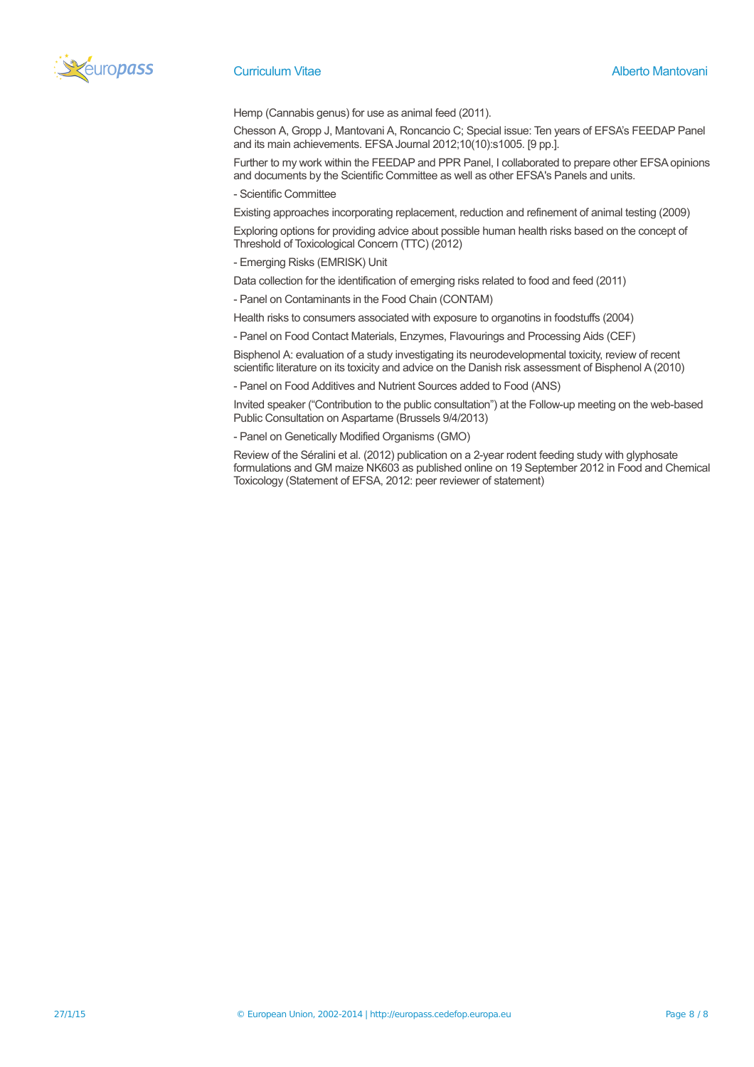Hemp (Cannabis genus) for use as animal feed (2011).

Chesson A, Gropp J, Mantovani A, Roncancio C; Special issue: Ten years of EFSA's FEEDAP Panel and its main achievements. EFSA Journal 2012;10(10):s1005. [9 pp.].

Further to my work within the FEEDAP and PPR Panel, I collaborated to prepare other EFSA opinions and documents by the Scientific Committee as well as other EFSA's Panels and units.

- Scientific Committee

Existing approaches incorporating replacement, reduction and refinement of animal testing (2009)

Exploring options for providing advice about possible human health risks based on the concept of Threshold of Toxicological Concern (TTC) (2012)

- Emerging Risks (EMRISK) Unit

Data collection for the identification of emerging risks related to food and feed (2011)

- Panel on Contaminants in the Food Chain (CONTAM)

Health risks to consumers associated with exposure to organotins in foodstuffs (2004)

- Panel on Food Contact Materials, Enzymes, Flavourings and Processing Aids (CEF)

Bisphenol A: evaluation of a study investigating its neurodevelopmental toxicity, review of recent scientific literature on its toxicity and advice on the Danish risk assessment of Bisphenol A (2010)

- Panel on Food Additives and Nutrient Sources added to Food (ANS)

Invited speaker ("Contribution to the public consultation") at the Follow-up meeting on the web-based Public Consultation on Aspartame (Brussels 9/4/2013)

- Panel on Genetically Modified Organisms (GMO)

Review of the Séralini et al. (2012) publication on a 2-year rodent feeding study with glyphosate formulations and GM maize NK603 as published online on 19 September 2012 in Food and Chemical Toxicology (Statement of EFSA, 2012: peer reviewer of statement)